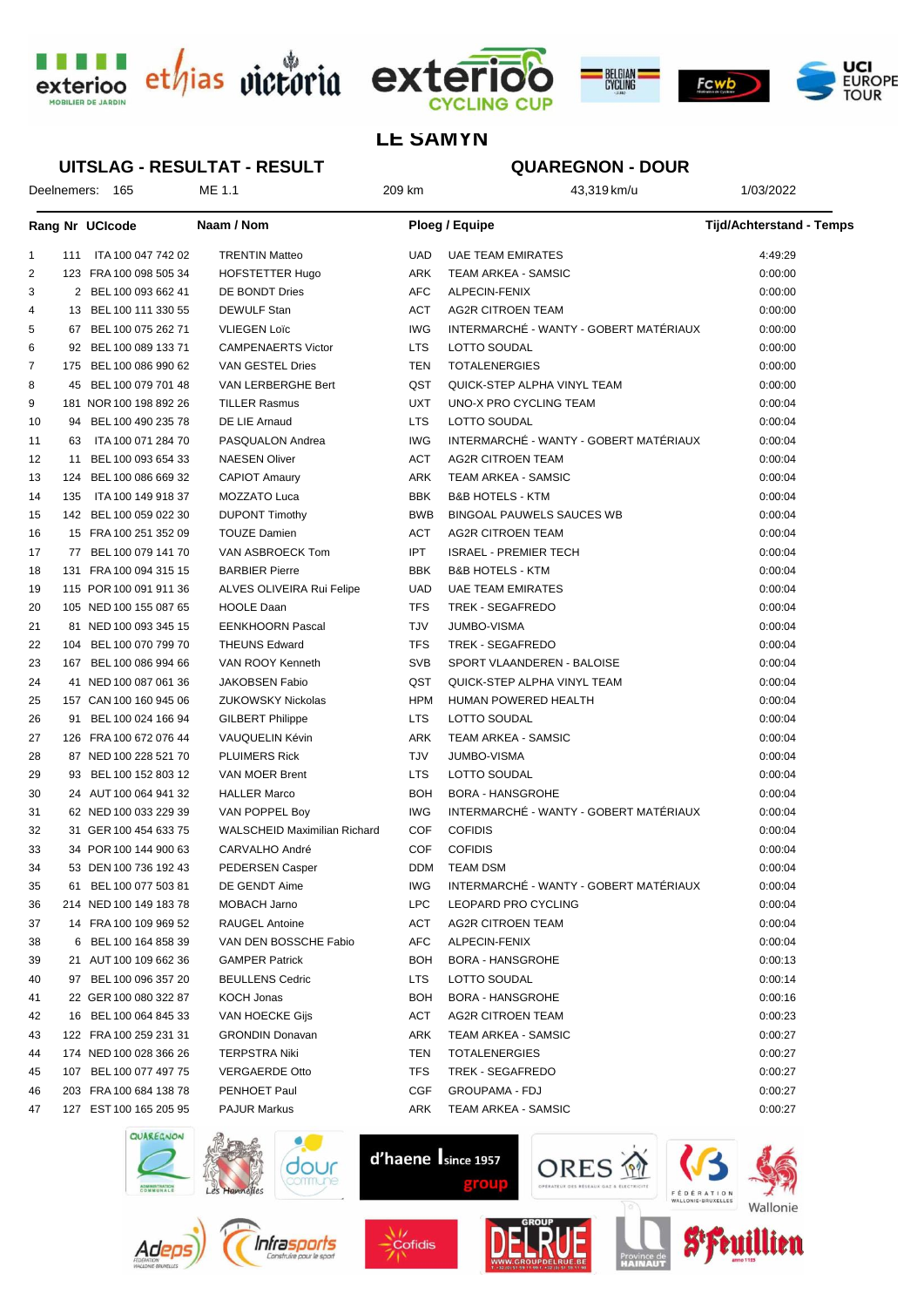# LE SAMYN

## UITSLAG - RESULTAT - RESULT

## QUAREGNON - DOUR

Deelnemers: 165 | ME 1.1 | 209 km | 43,319 km/u | 1/03/2022

| Rang | Nr | UCIcode | Naam / Nom | Ploeg / Equipe | | Tijd/Achterstand - Temps |
|---|---|---|---|---|---|---|
| 1 | 111 | ITA 100 047 742 02 | TRENTIN Matteo | UAD | UAE TEAM EMIRATES | 4:49:29 |
| 2 | 123 | FRA 100 098 505 34 | HOFSTETTER Hugo | ARK | TEAM ARKEA - SAMSIC | 0:00:00 |
| 3 | 2 | BEL 100 093 662 41 | DE BONDT Dries | AFC | ALPECIN-FENIX | 0:00:00 |
| 4 | 13 | BEL 100 111 330 55 | DEWULF Stan | ACT | AG2R CITROEN TEAM | 0:00:00 |
| 5 | 67 | BEL 100 075 262 71 | VLIEGEN Loïc | IWG | INTERMARCHÉ - WANTY - GOBERT MATÉRIAUX | 0:00:00 |
| 6 | 92 | BEL 100 089 133 71 | CAMPENAERTS Victor | LTS | LOTTO SOUDAL | 0:00:00 |
| 7 | 175 | BEL 100 086 990 62 | VAN GESTEL Dries | TEN | TOTALENERGIES | 0:00:00 |
| 8 | 45 | BEL 100 079 701 48 | VAN LERBERGHE Bert | QST | QUICK-STEP ALPHA VINYL TEAM | 0:00:00 |
| 9 | 181 | NOR 100 198 892 26 | TILLER Rasmus | UXT | UNO-X PRO CYCLING TEAM | 0:00:04 |
| 10 | 94 | BEL 100 490 235 18 | DE LIE Arnaud | LTS | LOTTO SOUDAL | 0:00:04 |
| 11 | 63 | ITA 100 071 284 70 | PASQUALON Andrea | IWG | INTERMARCHÉ - WANTY - GOBERT MATÉRIAUX | 0:00:04 |
| 12 | 11 | BEL 100 093 654 33 | NAESEN Oliver | ACT | AG2R CITROEN TEAM | 0:00:04 |
| 13 | 124 | BEL 100 086 669 32 | CAPIOT Amaury | ARK | TEAM ARKEA - SAMSIC | 0:00:04 |
| 14 | 135 | ITA 100 149 918 37 | MOZZATO Luca | BBK | B&B HOTELS - KTM | 0:00:04 |
| 15 | 142 | BEL 100 059 022 30 | DUPONT Timothy | BWB | BINGOAL PAUWELS SAUCES WB | 0:00:04 |
| 16 | 15 | FRA 100 251 352 09 | TOUZE Damien | ACT | AG2R CITROEN TEAM | 0:00:04 |
| 17 | 77 | BEL 100 079 141 70 | VAN ASBROECK Tom | IPT | ISRAEL - PREMIER TECH | 0:00:04 |
| 18 | 131 | FRA 100 094 315 15 | BARBIER Pierre | BBK | B&B HOTELS - KTM | 0:00:04 |
| 19 | 115 | POR 100 091 911 36 | ALVES OLIVEIRA Rui Felipe | UAD | UAE TEAM EMIRATES | 0:00:04 |
| 20 | 105 | NED 100 155 087 65 | HOOLE Daan | TFS | TREK - SEGAFREDO | 0:00:04 |
| 21 | 81 | NED 100 093 345 15 | EENKHOORN Pascal | TJV | JUMBO-VISMA | 0:00:04 |
| 22 | 104 | BEL 100 070 799 70 | THEUNS Edward | TFS | TREK - SEGAFREDO | 0:00:04 |
| 23 | 167 | BEL 100 086 994 66 | VAN ROOY Kenneth | SVB | SPORT VLAANDEREN - BALOISE | 0:00:04 |
| 24 | 41 | NED 100 087 061 36 | JAKOBSEN Fabio | QST | QUICK-STEP ALPHA VINYL TEAM | 0:00:04 |
| 25 | 157 | CAN 100 160 945 06 | ZUKOWSKY Nickolas | HPM | HUMAN POWERED HEALTH | 0:00:04 |
| 26 | 91 | BEL 100 024 166 94 | GILBERT Philippe | LTS | LOTTO SOUDAL | 0:00:04 |
| 27 | 126 | FRA 100 672 076 44 | VAUQUELIN Kévin | ARK | TEAM ARKEA - SAMSIC | 0:00:04 |
| 28 | 87 | NED 100 228 521 70 | PLUIMERS Rick | TJV | JUMBO-VISMA | 0:00:04 |
| 29 | 93 | BEL 100 152 803 12 | VAN MOER Brent | LTS | LOTTO SOUDAL | 0:00:04 |
| 30 | 24 | AUT 100 064 941 32 | HALLER Marco | BOH | BORA - HANSGROHE | 0:00:04 |
| 31 | 62 | NED 100 033 229 39 | VAN POPPEL Boy | IWG | INTERMARCHÉ - WANTY - GOBERT MATÉRIAUX | 0:00:04 |
| 32 | 31 | GER 100 454 633 75 | WALSCHEID Maximilian Richard | COF | COFIDIS | 0:00:04 |
| 33 | 34 | POR 100 144 900 63 | CARVALHO André | COF | COFIDIS | 0:00:04 |
| 34 | 53 | DEN 100 736 192 43 | PEDERSEN Casper | DDM | TEAM DSM | 0:00:04 |
| 35 | 61 | BEL 100 077 503 81 | DE GENDT Aime | IWG | INTERMARCHÉ - WANTY - GOBERT MATÉRIAUX | 0:00:04 |
| 36 | 214 | NED 100 149 183 78 | MOBACH Jarno | LPC | LEOPARD PRO CYCLING | 0:00:04 |
| 37 | 14 | FRA 100 109 969 52 | RAUGEL Antoine | ACT | AG2R CITROEN TEAM | 0:00:04 |
| 38 | 6 | BEL 100 164 858 39 | VAN DEN BOSSCHE Fabio | AFC | ALPECIN-FENIX | 0:00:04 |
| 39 | 21 | AUT 100 109 662 36 | GAMPER Patrick | BOH | BORA - HANSGROHE | 0:00:13 |
| 40 | 97 | BEL 100 096 357 20 | BEULLENS Cedric | LTS | LOTTO SOUDAL | 0:00:14 |
| 41 | 22 | GER 100 080 322 87 | KOCH Jonas | BOH | BORA - HANSGROHE | 0:00:16 |
| 42 | 16 | BEL 100 064 845 33 | VAN HOECKE Gijs | ACT | AG2R CITROEN TEAM | 0:00:23 |
| 43 | 122 | FRA 100 259 231 31 | GRONDIN Donavan | ARK | TEAM ARKEA - SAMSIC | 0:00:27 |
| 44 | 174 | NED 100 028 366 26 | TERPSTRA Niki | TEN | TOTALENERGIES | 0:00:27 |
| 45 | 107 | BEL 100 077 497 75 | VERGAERDE Otto | TFS | TREK - SEGAFREDO | 0:00:27 |
| 46 | 203 | FRA 100 684 138 78 | PENHOET Paul | CGF | GROUPAMA - FDJ | 0:00:27 |
| 47 | 127 | EST 100 165 205 95 | PAJUR Markus | ARK | TEAM ARKEA - SAMSIC | 0:00:27 |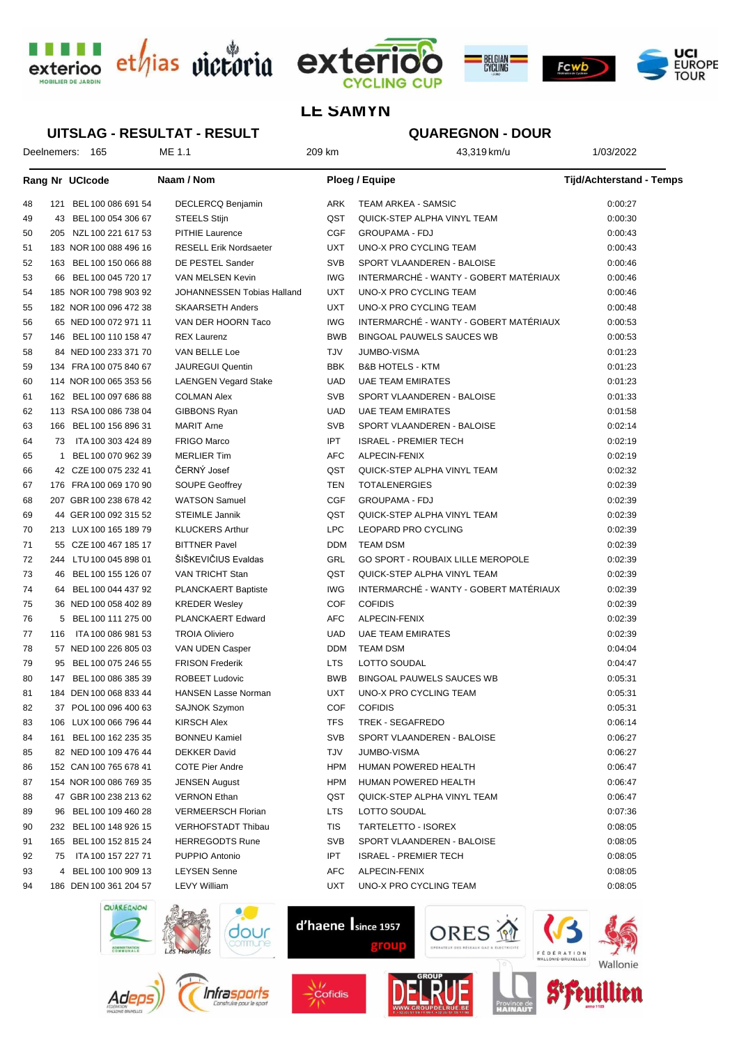## LE SAMYN

## UITSLAG - RESULTAT - RESULT

## QUAREGNON - DOUR

Deelnemers: 165 | ME 1.1 | 209 km | 43,319 km/u | 1/03/2022

| Rang | Nr | UCIcode | Naam / Nom | Ploeg / Equipe | | Tijd/Achterstand - Temps |
|---|---|---|---|---|---|---|
| 48 | 121 | BEL 100 086 691 54 | DECLERCQ Benjamin | ARK | TEAM ARKEA - SAMSIC | 0:00:27 |
| 49 | 43 | BEL 100 054 306 67 | STEELS Stijn | QST | QUICK-STEP ALPHA VINYL TEAM | 0:00:30 |
| 50 | 205 | NZL 100 221 617 53 | PITHIE Laurence | CGF | GROUPAMA - FDJ | 0:00:43 |
| 51 | 183 | NOR 100 088 496 16 | RESELL Erik Nordsaeter | UXT | UNO-X PRO CYCLING TEAM | 0:00:43 |
| 52 | 163 | BEL 100 150 066 88 | DE PESTEL Sander | SVB | SPORT VLAANDEREN - BALOISE | 0:00:46 |
| 53 | 66 | BEL 100 045 720 17 | VAN MELSEN Kevin | IWG | INTERMARCHÉ - WANTY - GOBERT MATÉRIAUX | 0:00:46 |
| 54 | 185 | NOR 100 798 903 92 | JOHANNESSEN Tobias Halland | UXT | UNO-X PRO CYCLING TEAM | 0:00:46 |
| 55 | 182 | NOR 100 096 472 38 | SKAARSETH Anders | UXT | UNO-X PRO CYCLING TEAM | 0:00:48 |
| 56 | 65 | NED 100 072 971 11 | VAN DER HOORN Taco | IWG | INTERMARCHÉ - WANTY - GOBERT MATÉRIAUX | 0:00:53 |
| 57 | 146 | BEL 100 110 158 47 | REX Laurenz | BWB | BINGOAL PAUWELS SAUCES WB | 0:00:53 |
| 58 | 84 | NED 100 233 371 70 | VAN BELLE Loe | TJV | JUMBO-VISMA | 0:01:23 |
| 59 | 134 | FRA 100 075 840 67 | JAUREGUI Quentin | BBK | B&B HOTELS - KTM | 0:01:23 |
| 60 | 114 | NOR 100 065 353 56 | LAENGEN Vegard Stake | UAD | UAE TEAM EMIRATES | 0:01:23 |
| 61 | 162 | BEL 100 097 686 88 | COLMAN Alex | SVB | SPORT VLAANDEREN - BALOISE | 0:01:33 |
| 62 | 113 | RSA 100 086 738 04 | GIBBONS Ryan | UAD | UAE TEAM EMIRATES | 0:01:58 |
| 63 | 166 | BEL 100 156 896 31 | MARIT Arne | SVB | SPORT VLAANDEREN - BALOISE | 0:02:14 |
| 64 | 73 | ITA 100 303 424 89 | FRIGO Marco | IPT | ISRAEL - PREMIER TECH | 0:02:19 |
| 65 | 1 | BEL 100 070 962 39 | MERLIER Tim | AFC | ALPECIN-FENIX | 0:02:19 |
| 66 | 42 | CZE 100 075 232 41 | ČERNÝ Josef | QST | QUICK-STEP ALPHA VINYL TEAM | 0:02:32 |
| 67 | 176 | FRA 100 069 170 90 | SOUPE Geoffrey | TEN | TOTALENERGIES | 0:02:39 |
| 68 | 207 | GBR 100 238 678 42 | WATSON Samuel | CGF | GROUPAMA - FDJ | 0:02:39 |
| 69 | 44 | GER 100 092 315 52 | STEIMLE Jannik | QST | QUICK-STEP ALPHA VINYL TEAM | 0:02:39 |
| 70 | 213 | LUX 100 165 189 79 | KLUCKERS Arthur | LPC | LEOPARD PRO CYCLING | 0:02:39 |
| 71 | 55 | CZE 100 467 185 17 | BITTNER Pavel | DDM | TEAM DSM | 0:02:39 |
| 72 | 244 | LTU 100 045 898 01 | ŠIŠKEVIČIUS Evaldas | GRL | GO SPORT - ROUBAIX LILLE MEROPOLE | 0:02:39 |
| 73 | 46 | BEL 100 155 126 07 | VAN TRICHT Stan | QST | QUICK-STEP ALPHA VINYL TEAM | 0:02:39 |
| 74 | 64 | BEL 100 044 437 92 | PLANCKAERT Baptiste | IWG | INTERMARCHÉ - WANTY - GOBERT MATÉRIAUX | 0:02:39 |
| 75 | 36 | NED 100 058 402 89 | KREDER Wesley | COF | COFIDIS | 0:02:39 |
| 76 | 5 | BEL 100 111 275 00 | PLANCKAERT Edward | AFC | ALPECIN-FENIX | 0:02:39 |
| 77 | 116 | ITA 100 086 981 53 | TROIA Oliviero | UAD | UAE TEAM EMIRATES | 0:02:39 |
| 78 | 57 | NED 100 226 805 03 | VAN UDEN Casper | DDM | TEAM DSM | 0:04:04 |
| 79 | 95 | BEL 100 075 246 55 | FRISON Frederik | LTS | LOTTO SOUDAL | 0:04:47 |
| 80 | 147 | BEL 100 086 385 39 | ROBEET Ludovic | BWB | BINGOAL PAUWELS SAUCES WB | 0:05:31 |
| 81 | 184 | DEN 100 068 833 44 | HANSEN Lasse Norman | UXT | UNO-X PRO CYCLING TEAM | 0:05:31 |
| 82 | 37 | POL 100 096 400 63 | SAJNOK Szymon | COF | COFIDIS | 0:05:31 |
| 83 | 106 | LUX 100 066 796 44 | KIRSCH Alex | TFS | TREK - SEGAFREDO | 0:06:14 |
| 84 | 161 | BEL 100 162 235 35 | BONNEU Kamiel | SVB | SPORT VLAANDEREN - BALOISE | 0:06:27 |
| 85 | 82 | NED 100 109 476 44 | DEKKER David | TJV | JUMBO-VISMA | 0:06:27 |
| 86 | 152 | CAN 100 765 678 41 | COTE Pier Andre | HPM | HUMAN POWERED HEALTH | 0:06:47 |
| 87 | 154 | NOR 100 086 769 35 | JENSEN August | HPM | HUMAN POWERED HEALTH | 0:06:47 |
| 88 | 47 | GBR 100 238 213 62 | VERNON Ethan | QST | QUICK-STEP ALPHA VINYL TEAM | 0:06:47 |
| 89 | 96 | BEL 100 109 460 28 | VERMEERSCH Florian | LTS | LOTTO SOUDAL | 0:07:36 |
| 90 | 232 | BEL 100 148 926 15 | VERHOFSTADT Thibau | TIS | TARTELETTO - ISOREX | 0:08:05 |
| 91 | 165 | BEL 100 152 815 24 | HERREGODTS Rune | SVB | SPORT VLAANDEREN - BALOISE | 0:08:05 |
| 92 | 75 | ITA 100 157 227 71 | PUPPIO Antonio | IPT | ISRAEL - PREMIER TECH | 0:08:05 |
| 93 | 4 | BEL 100 100 909 13 | LEYSEN Senne | AFC | ALPECIN-FENIX | 0:08:05 |
| 94 | 186 | DEN 100 361 204 57 | LEVY William | UXT | UNO-X PRO CYCLING TEAM | 0:08:05 |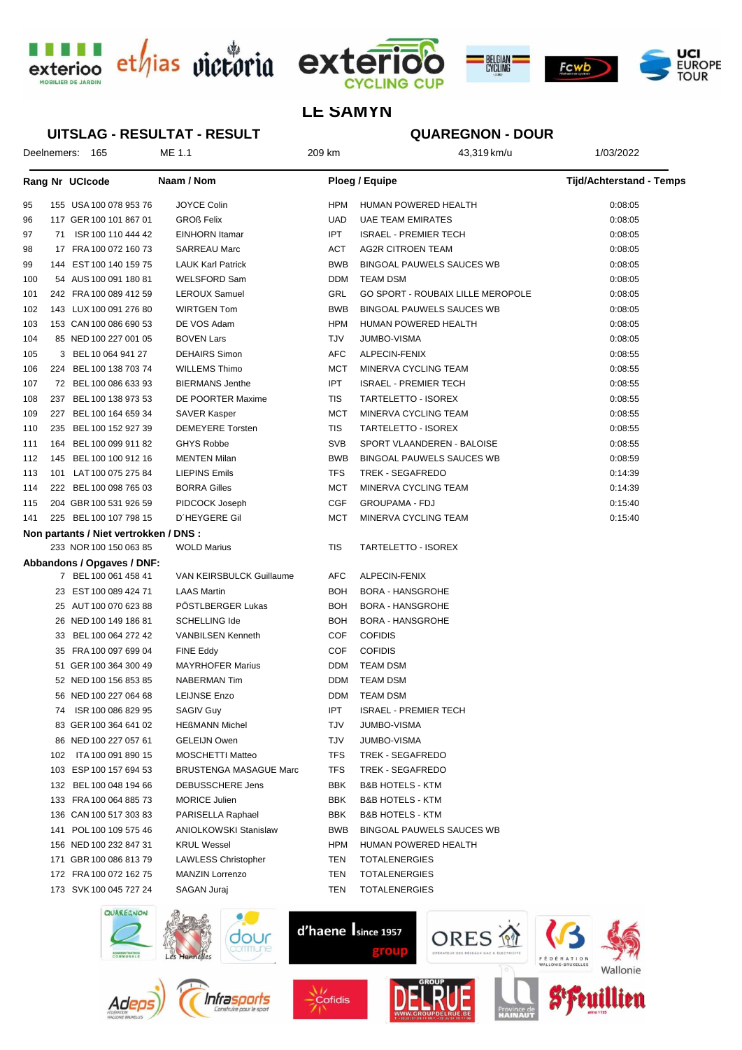# LE SAMYN

## UITSLAG - RESULTAT - RESULT

## QUAREGNON - DOUR

Deelnemers: 165 ME 1.1 209 km 43,319 km/u 1/03/2022

| Rang | Nr | UCIcode | Naam / Nom | Ploeg / Equipe | | Tijd/Achterstand - Temps |
|---|---|---|---|---|---|---|
| 95 | 155 | USA 100 078 953 76 | JOYCE Colin | HPM | HUMAN POWERED HEALTH | 0:08:05 |
| 96 | 117 | GER 100 101 867 01 | GROß Felix | UAD | UAE TEAM EMIRATES | 0:08:05 |
| 97 | 71 | ISR 100 110 444 42 | EINHORN Itamar | IPT | ISRAEL - PREMIER TECH | 0:08:05 |
| 98 | 17 | FRA 100 072 160 73 | SARREAU Marc | ACT | AG2R CITROEN TEAM | 0:08:05 |
| 99 | 144 | EST 100 140 159 75 | LAUK Karl Patrick | BWB | BINGOAL PAUWELS SAUCES WB | 0:08:05 |
| 100 | 54 | AUS 100 091 180 81 | WELSFORD Sam | DDM | TEAM DSM | 0:08:05 |
| 101 | 242 | FRA 100 089 412 59 | LEROUX Samuel | GRL | GO SPORT - ROUBAIX LILLE MEROPOLE | 0:08:05 |
| 102 | 143 | LUX 100 091 276 80 | WIRTGEN Tom | BWB | BINGOAL PAUWELS SAUCES WB | 0:08:05 |
| 103 | 153 | CAN 100 086 690 53 | DE VOS Adam | HPM | HUMAN POWERED HEALTH | 0:08:05 |
| 104 | 85 | NED 100 227 001 05 | BOVEN Lars | TJV | JUMBO-VISMA | 0:08:05 |
| 105 | 3 | BEL 10 064 941 27 | DEHAIRS Simon | AFC | ALPECIN-FENIX | 0:08:55 |
| 106 | 224 | BEL 100 138 703 74 | WILLEMS Thimo | MCT | MINERVA CYCLING TEAM | 0:08:55 |
| 107 | 72 | BEL 100 086 633 93 | BIERMANS Jenthe | IPT | ISRAEL - PREMIER TECH | 0:08:55 |
| 108 | 237 | BEL 100 138 973 53 | DE POORTER Maxime | TIS | TARTELETTO - ISOREX | 0:08:55 |
| 109 | 227 | BEL 100 164 659 34 | SAVER Kasper | MCT | MINERVA CYCLING TEAM | 0:08:55 |
| 110 | 235 | BEL 100 152 927 39 | DEMEYERE Torsten | TIS | TARTELETTO - ISOREX | 0:08:55 |
| 111 | 164 | BEL 100 099 911 82 | GHYS Robbe | SVB | SPORT VLAANDEREN - BALOISE | 0:08:55 |
| 112 | 145 | BEL 100 100 912 16 | MENTEN Milan | BWB | BINGOAL PAUWELS SAUCES WB | 0:08:59 |
| 113 | 101 | LAT 100 075 275 84 | LIEPINS Emils | TFS | TREK - SEGAFREDO | 0:14:39 |
| 114 | 222 | BEL 100 098 765 03 | BORRA Gilles | MCT | MINERVA CYCLING TEAM | 0:14:39 |
| 115 | 204 | GBR 100 531 926 59 | PIDCOCK Joseph | CGF | GROUPAMA - FDJ | 0:15:40 |
| 141 | 225 | BEL 100 107 798 15 | D´HEYGERE Gil | MCT | MINERVA CYCLING TEAM | 0:15:40 |
| **Non partants / Niet vertrokken / DNS :** | | | | | | |
| | 233 | NOR 100 150 063 85 | WOLD Marius | TIS | TARTELETTO - ISOREX | |
| **Abbandons / Opgaves / DNF:** | | | | | | |
| | 7 | BEL 100 061 458 41 | VAN KEIRSBULCK Guillaume | AFC | ALPECIN-FENIX | |
| | 23 | EST 100 089 424 71 | LAAS Martin | BOH | BORA - HANSGROHE | |
| | 25 | AUT 100 070 623 88 | PÖSTLBERGER Lukas | BOH | BORA - HANSGROHE | |
| | 26 | NED 100 149 186 81 | SCHELLING Ide | BOH | BORA - HANSGROHE | |
| | 33 | BEL 100 064 272 42 | VANBILSEN Kenneth | COF | COFIDIS | |
| | 35 | FRA 100 097 699 04 | FINE Eddy | COF | COFIDIS | |
| | 51 | GER 100 364 300 49 | MAYRHOFER Marius | DDM | TEAM DSM | |
| | 52 | NED 100 156 853 85 | NABERMAN Tim | DDM | TEAM DSM | |
| | 56 | NED 100 227 064 68 | LEIJNSE Enzo | DDM | TEAM DSM | |
| | 74 | ISR 100 086 829 95 | SAGIV Guy | IPT | ISRAEL - PREMIER TECH | |
| | 83 | GER 100 364 641 02 | HEßMANN Michel | TJV | JUMBO-VISMA | |
| | 86 | NED 100 227 057 61 | GELEIJN Owen | TJV | JUMBO-VISMA | |
| | 102 | ITA 100 091 890 15 | MOSCHETTI Matteo | TFS | TREK - SEGAFREDO | |
| | 103 | ESP 100 157 694 53 | BRUSTENGA MASAGUE Marc | TFS | TREK - SEGAFREDO | |
| | 132 | BEL 100 048 194 66 | DEBUSSCHERE Jens | BBK | B&B HOTELS - KTM | |
| | 133 | FRA 100 064 885 73 | MORICE Julien | BBK | B&B HOTELS - KTM | |
| | 136 | CAN 100 517 303 83 | PARISELLA Raphael | BBK | B&B HOTELS - KTM | |
| | 141 | POL 100 109 575 46 | ANIOLKOWSKI Stanislaw | BWB | BINGOAL PAUWELS SAUCES WB | |
| | 156 | NED 100 232 847 31 | KRUL Wessel | HPM | HUMAN POWERED HEALTH | |
| | 171 | GBR 100 086 813 79 | LAWLESS Christopher | TEN | TOTALENERGIES | |
| | 172 | FRA 100 072 162 75 | MANZIN Lorrenzo | TEN | TOTALENERGIES | |
| | 173 | SVK 100 045 727 24 | SAGAN Juraj | TEN | TOTALENERGIES | |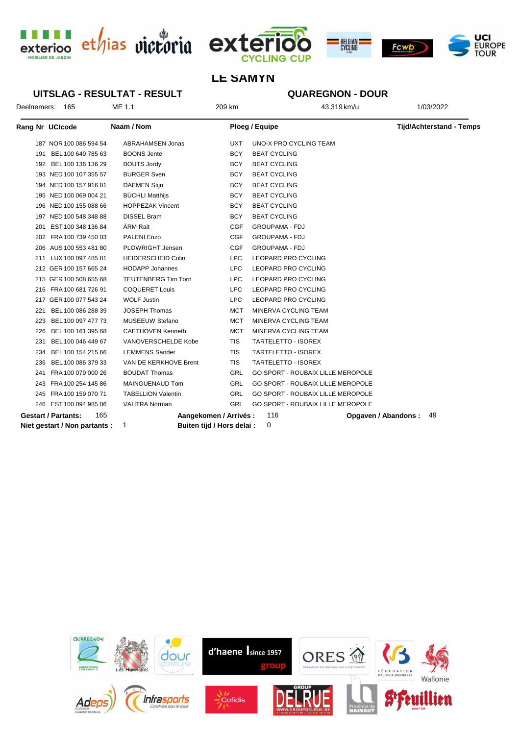# LE SAMYN

## UITSLAG - RESULTAT - RESULT

## QUAREGNON - DOUR

Deelnemers: 165 ME 1.1 209 km 43,319 km/u 1/03/2022

| Rang | Nr | UCIcode | Naam / Nom | Ploeg / Equipe | | Tijd/Achterstand - Temps |
|---|---|---|---|---|---|---|
| | 187 | NOR 100 086 594 54 | ABRAHAMSEN Jonas | UXT | UNO-X PRO CYCLING TEAM | |
| | 191 | BEL 100 649 785 63 | BOONS Jente | BCY | BEAT CYCLING | |
| | 192 | BEL 100 136 136 29 | BOUTS Jordy | BCY | BEAT CYCLING | |
| | 193 | NED 100 107 355 57 | BURGER Sven | BCY | BEAT CYCLING | |
| | 194 | NED 100 157 916 81 | DAEMEN Stijn | BCY | BEAT CYCLING | |
| | 195 | NED 100 069 004 21 | BÜCHLI Matthijs | BCY | BEAT CYCLING | |
| | 196 | NED 100 155 088 66 | HOPPEZAK Vincent | BCY | BEAT CYCLING | |
| | 197 | NED 100 548 348 88 | DISSEL Bram | BCY | BEAT CYCLING | |
| | 201 | EST 100 348 136 84 | ÄRM Rait | CGF | GROUPAMA - FDJ | |
| | 202 | FRA 100 739 450 03 | PALENI Enzo | CGF | GROUPAMA - FDJ | |
| | 206 | AUS 100 553 481 80 | PLOWRIGHT Jensen | CGF | GROUPAMA - FDJ | |
| | 211 | LUX 100 097 485 81 | HEIDERSCHEID Colin | LPC | LEOPARD PRO CYCLING | |
| | 212 | GER 100 157 665 24 | HODAPP Johannes | LPC | LEOPARD PRO CYCLING | |
| | 215 | GER 100 508 655 68 | TEUTENBERG Tim Torn | LPC | LEOPARD PRO CYCLING | |
| | 216 | FRA 100 681 726 91 | COQUERET Louis | LPC | LEOPARD PRO CYCLING | |
| | 217 | GER 100 077 543 24 | WOLF Justin | LPC | LEOPARD PRO CYCLING | |
| | 221 | BEL 100 086 288 39 | JOSEPH Thomas | MCT | MINERVA CYCLING TEAM | |
| | 223 | BEL 100 097 477 73 | MUSEEUW Stefano | MCT | MINERVA CYCLING TEAM | |
| | 226 | BEL 100 161 395 68 | CAETHOVEN Kenneth | MCT | MINERVA CYCLING TEAM | |
| | 231 | BEL 100 046 449 67 | VANOVERSCHELDE Kobe | TIS | TARTELETTO - ISOREX | |
| | 234 | BEL 100 154 215 66 | LEMMENS Sander | TIS | TARTELETTO - ISOREX | |
| | 236 | BEL 100 086 379 33 | VAN DE KERKHOVE Brent | TIS | TARTELETTO - ISOREX | |
| | 241 | FRA 100 079 000 26 | BOUDAT Thomas | GRL | GO SPORT - ROUBAIX LILLE MEROPOLE | |
| | 243 | FRA 100 254 145 86 | MAINGUENAUD Tom | GRL | GO SPORT - ROUBAIX LILLE MEROPOLE | |
| | 245 | FRA 100 159 070 71 | TABELLION Valentin | GRL | GO SPORT - ROUBAIX LILLE MEROPOLE | |
| | 246 | EST 100 094 985 06 | VAHTRA Norman | GRL | GO SPORT - ROUBAIX LILLE MEROPOLE | |

**Gestart / Partants:** 165 **Aangekomen / Arrivés :** 116 **Opgaven / Abandons :** 49

**Niet gestart / Non partants :** 1 **Buiten tijd / Hors delai :** 0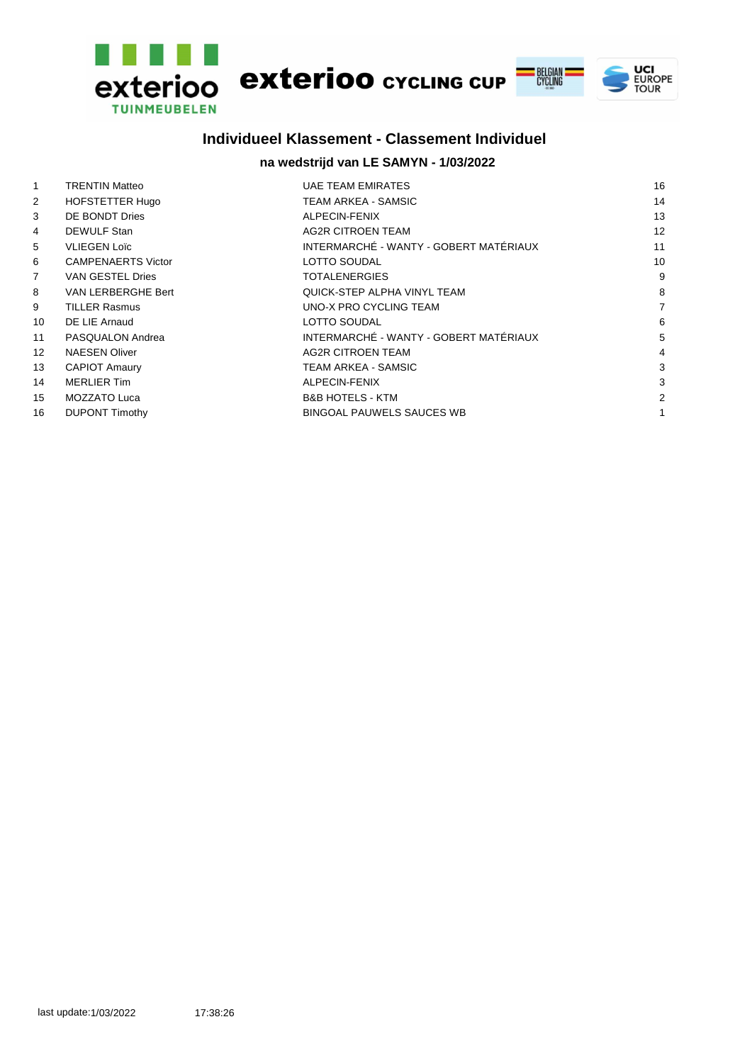exterioo TUINMEUBELEN **exterioo CYCLING CUP** BELGIAN CYCLING UCI EUROPE TOUR

## Individueel Klassement - Classement Individuel

### na wedstrijd van LE SAMYN - 1/03/2022

| | | | |
|---|---|---|---|
| 1 | TRENTIN Matteo | UAE TEAM EMIRATES | 16 |
| 2 | HOFSTETTER Hugo | TEAM ARKEA - SAMSIC | 14 |
| 3 | DE BONDT Dries | ALPECIN-FENIX | 13 |
| 4 | DEWULF Stan | AG2R CITROEN TEAM | 12 |
| 5 | VLIEGEN Loïc | INTERMARCHÉ - WANTY - GOBERT MATÉRIAUX | 11 |
| 6 | CAMPENAERTS Victor | LOTTO SOUDAL | 10 |
| 7 | VAN GESTEL Dries | TOTALENERGIES | 9 |
| 8 | VAN LERBERGHE Bert | QUICK-STEP ALPHA VINYL TEAM | 8 |
| 9 | TILLER Rasmus | UNO-X PRO CYCLING TEAM | 7 |
| 10 | DE LIE Arnaud | LOTTO SOUDAL | 6 |
| 11 | PASQUALON Andrea | INTERMARCHÉ - WANTY - GOBERT MATÉRIAUX | 5 |
| 12 | NAESEN Oliver | AG2R CITROEN TEAM | 4 |
| 13 | CAPIOT Amaury | TEAM ARKEA - SAMSIC | 3 |
| 14 | MERLIER Tim | ALPECIN-FENIX | 3 |
| 15 | MOZZATO Luca | B&B HOTELS - KTM | 2 |
| 16 | DUPONT Timothy | BINGOAL PAUWELS SAUCES WB | 1 |

last update:1/03/2022 17:38:26